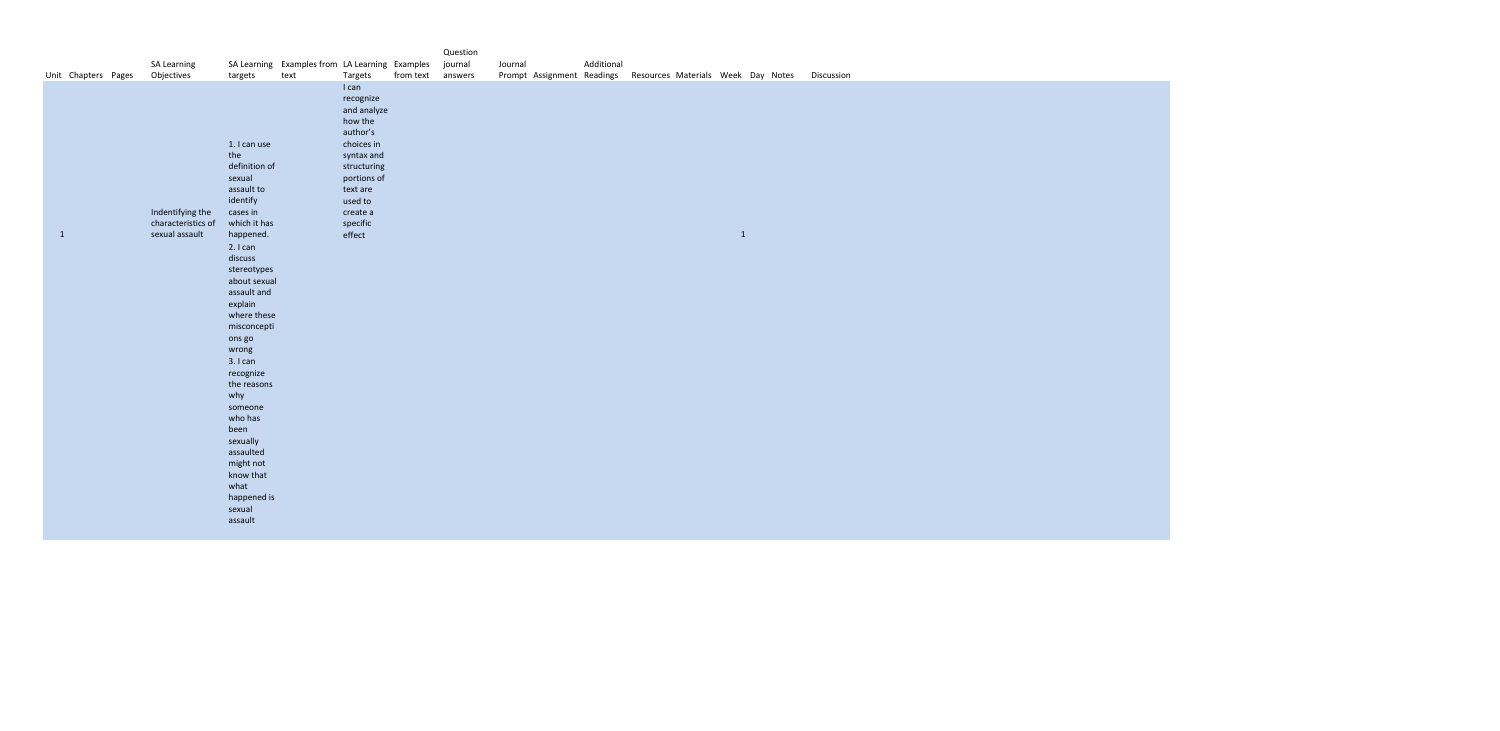| Unit | Chapters | Pages | SA Learning Objectives | SA Learning targets | Examples from text | LA Learning Targets | Examples from text | Question journal answers | Journal Prompt | Assignment | Additional Readings | Resources | Materials | Week | Day | Notes | Discussion |
|---|---|---|---|---|---|---|---|---|---|---|---|---|---|---|---|---|---|
| 1 | | | Indentifying the characteristics of sexual assault | 1. I can use the definition of sexual assault to identify cases in which it has happened.<br>2. I can discuss stereotypes about sexual assault and explain where these misconceptions go wrong<br>3. I can recognize the reasons why someone who has been sexually assaulted might not know that what happened is sexual assault | | I can recognize and analyze how the author's choices in syntax and structuring portions of text are used to create a specific effect | | | | | | | | 1 | | | |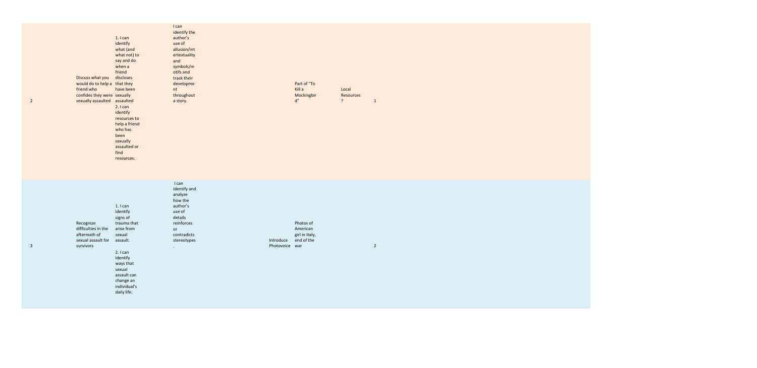| | | | | | | | |
|---|---|---|---|---|---|---|---|
| 2 | Discuss what you would do to help a friend who confides they were sexually assaulted | 1. I can identify what (and what not) to say and do when a friend discloses that they have been sexually assaulted<br>2. I can identify resources to help a friend who has been sexually assaulted or find resources. | I can identify the author's use of allusion/intertextuality and symbols/motifs and track their development throughout a story. | | Part of "To Kill a Mockingbird" | Local Resources? | 1 |
| 3 | Recognize difficulties in the aftermath of sexual assault for survivors | 1. I can identify signs of trauma that arise from sexual assault.<br>2. I can identify ways that sexual assault can change an individual's daily life. | I can identify and analyze how the author's use of details reinforces or contradicts stereotypes. | Introduce Photovoice | Photos of American girl in Italy, end of the war | | 2 |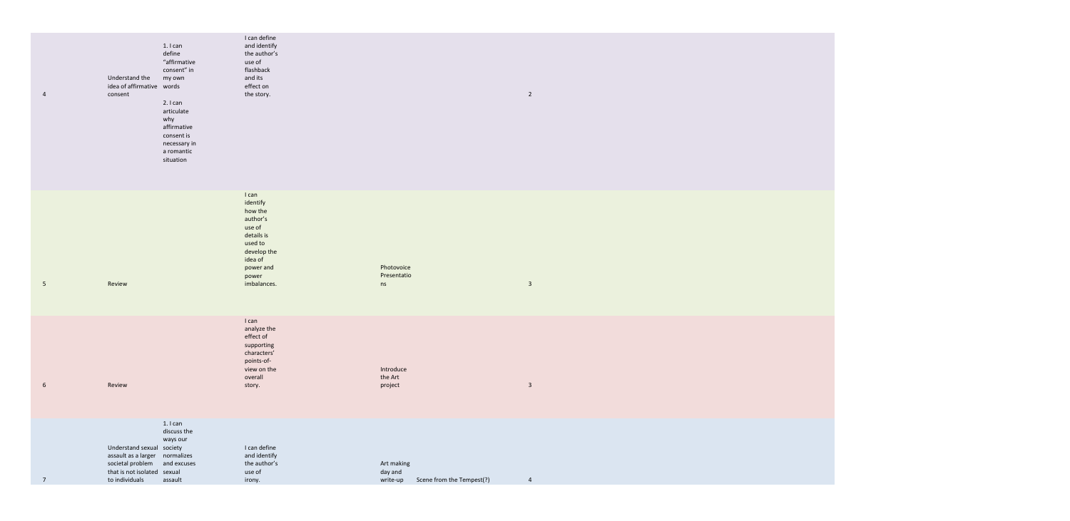| | | | | | | |
|---|---|---|---|---|---|---|
| 4 | Understand the idea of affirmative consent | 1. I can define "affirmative consent" in my own words<br>2. I can articulate why affirmative consent is necessary in a romantic situation | I can define and identify the author's use of flashback and its effect on the story. | | | 2 |
| 5 | Review | | I can identify how the author's use of details is used to develop the idea of power and power imbalances. | Photovoice Presentations | | 3 |
| 6 | Review | | I can analyze the effect of supporting characters' points-of-view on the overall story. | Introduce the Art project | | 3 |
| 7 | Understand sexual assault as a larger societal problem that is not isolated to individuals | 1. I can discuss the ways our society normalizes and excuses sexual assault | I can define and identify the author's use of irony. | Art making day and write-up | Scene from the Tempest(?) | 4 |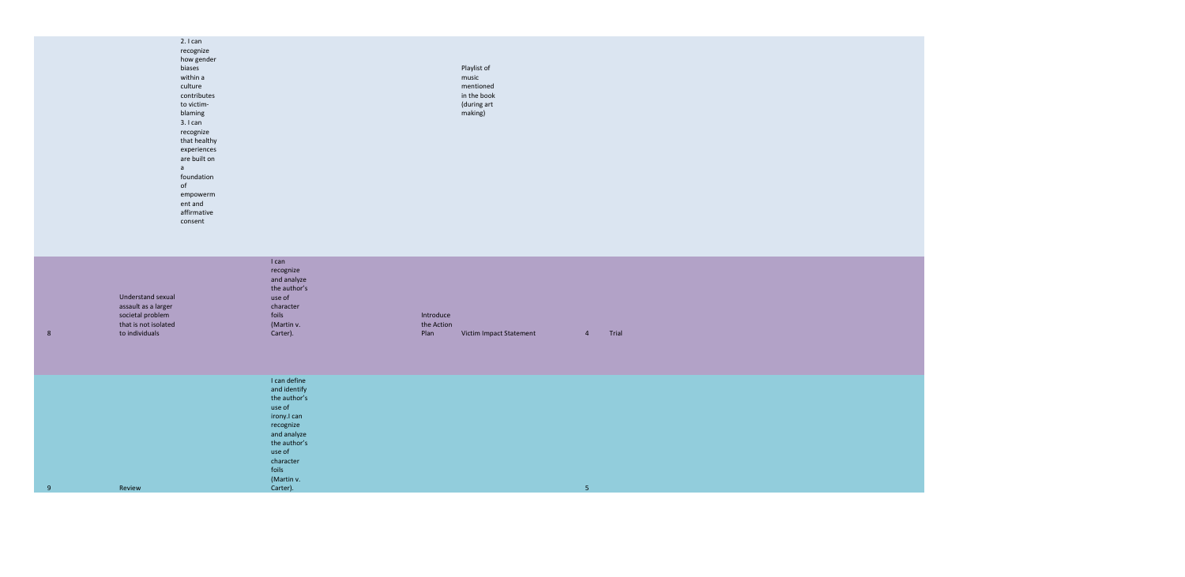| | | | | | | | |
|---|---|---|---|---|---|---|---|
| | 2. I can recognize how gender biases within a culture contributes to victim-blaming 3. I can recognize that healthy experiences are built on a foundation of empowerment and affirmative consent | | | Playlist of music mentioned in the book (during art making) | | | |
| 8 | Understand sexual assault as a larger societal problem that is not isolated to individuals | I can recognize and analyze the author's use of character foils (Martin v. Carter). | Introduce the Action Plan | Victim Impact Statement | 4 | Trial | |
| 9 | Review | I can define and identify the author's use of irony.I can recognize and analyze the author's use of character foils (Martin v. Carter). | | | 5 | | |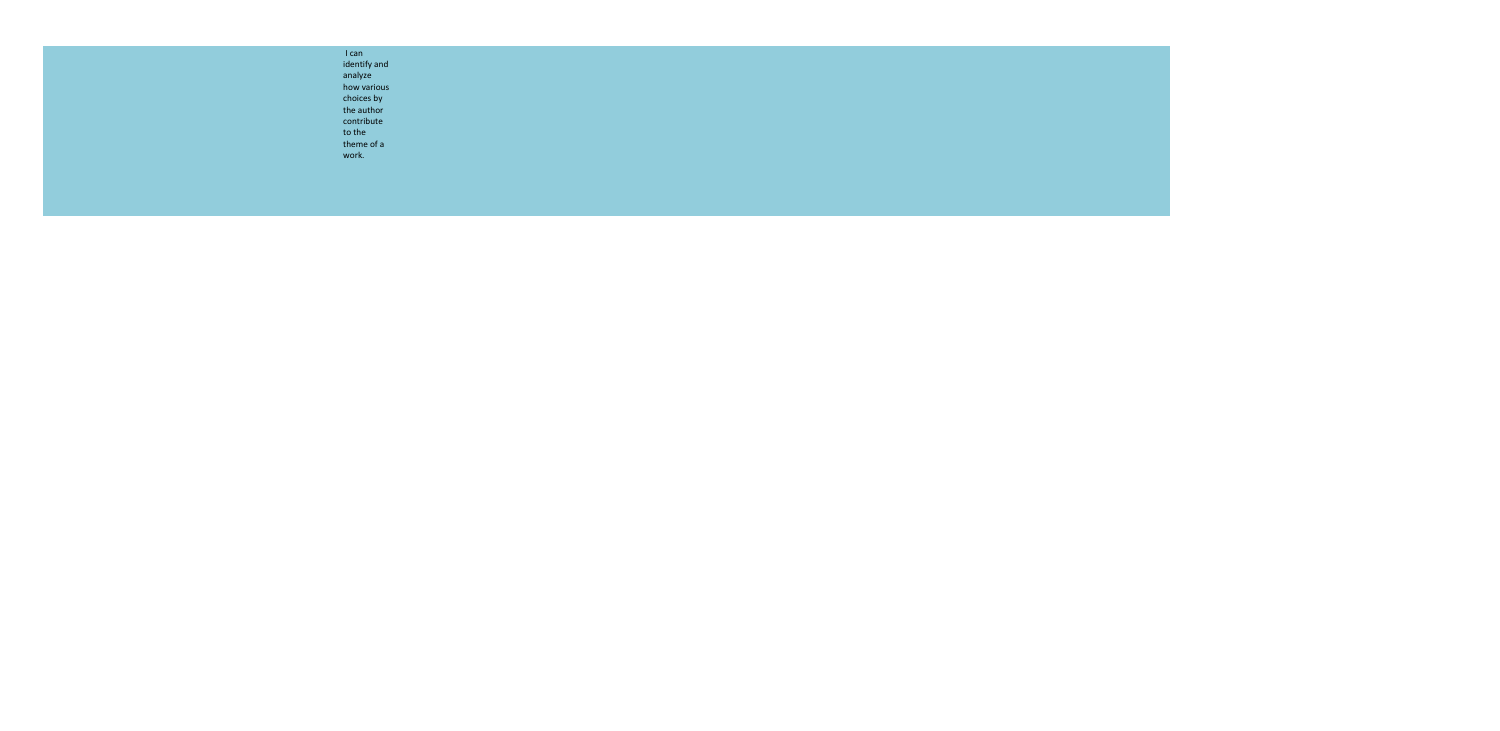I can identify and analyze how various choices by the author contribute to the theme of a work.